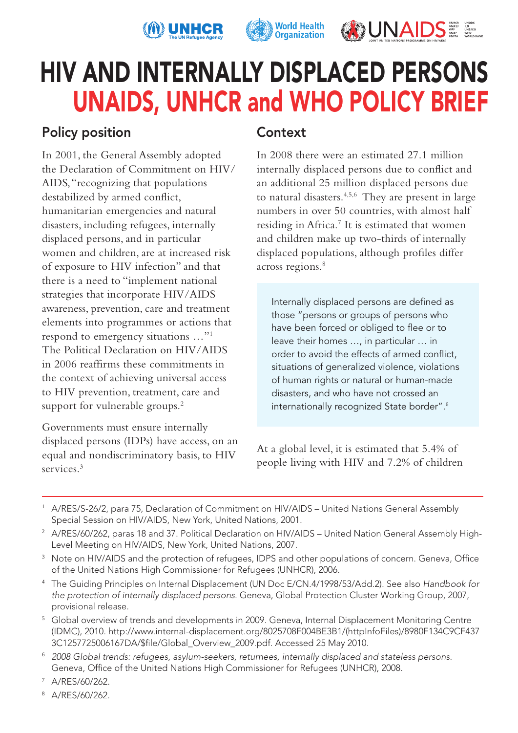# HIV AND INTERNALLY DISPLACED PERSONS
# UNAIDS, UNHCR and WHO POLICY BRIEF

## Policy position

In 2001, the General Assembly adopted the Declaration of Commitment on HIV/AIDS, "recognizing that populations destabilized by armed conflict, humanitarian emergencies and natural disasters, including refugees, internally displaced persons, and in particular women and children, are at increased risk of exposure to HIV infection" and that there is a need to "implement national strategies that incorporate HIV/AIDS awareness, prevention, care and treatment elements into programmes or actions that respond to emergency situations …"[1] The Political Declaration on HIV/AIDS in 2006 reaffirms these commitments in the context of achieving universal access to HIV prevention, treatment, care and support for vulnerable groups.[2]

Governments must ensure internally displaced persons (IDPs) have access, on an equal and nondiscriminatory basis, to HIV services.[3]

## Context

In 2008 there were an estimated 27.1 million internally displaced persons due to conflict and an additional 25 million displaced persons due to natural disasters.[4,5,6] They are present in large numbers in over 50 countries, with almost half residing in Africa.[7] It is estimated that women and children make up two-thirds of internally displaced populations, although profiles differ across regions.[8]

> Internally displaced persons are defined as those "persons or groups of persons who have been forced or obliged to flee or to leave their homes …, in particular … in order to avoid the effects of armed conflict, situations of generalized violence, violations of human rights or natural or human-made disasters, and who have not crossed an internationally recognized State border".[6]

At a global level, it is estimated that 5.4% of people living with HIV and 7.2% of children

---

1. A/RES/S-26/2, para 75, Declaration of Commitment on HIV/AIDS – United Nations General Assembly Special Session on HIV/AIDS, New York, United Nations, 2001.
2. A/RES/60/262, paras 18 and 37. Political Declaration on HIV/AIDS – United Nation General Assembly High-Level Meeting on HIV/AIDS, New York, United Nations, 2007.
3. Note on HIV/AIDS and the protection of refugees, IDPS and other populations of concern. Geneva, Office of the United Nations High Commissioner for Refugees (UNHCR), 2006.
4. The Guiding Principles on Internal Displacement (UN Doc E/CN.4/1998/53/Add.2). See also *Handbook for the protection of internally displaced persons*. Geneva, Global Protection Cluster Working Group, 2007, provisional release.
5. Global overview of trends and developments in 2009. Geneva, Internal Displacement Monitoring Centre (IDMC), 2010. http://www.internal-displacement.org/8025708F004BE3B1/(httpInfoFiles)/8980F134C9CF4373C1257725006167DA/$file/Global_Overview_2009.pdf. Accessed 25 May 2010.
6. *2008 Global trends: refugees, asylum-seekers, returnees, internally displaced and stateless persons.* Geneva, Office of the United Nations High Commissioner for Refugees (UNHCR), 2008.
7. A/RES/60/262.
8. A/RES/60/262.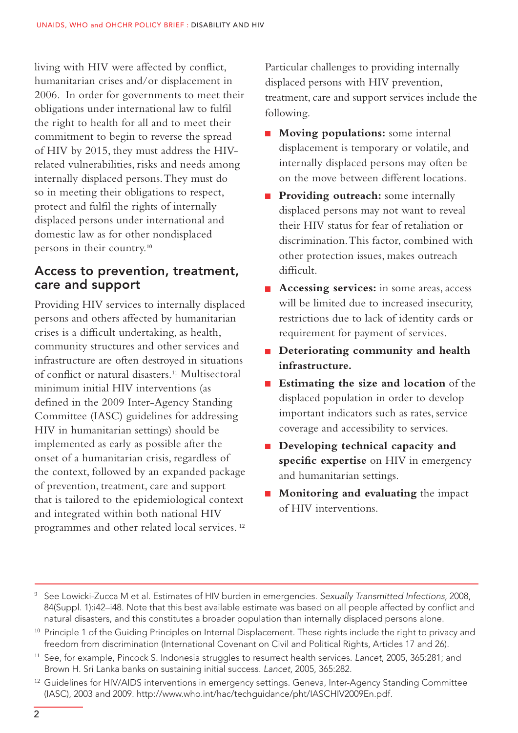living with HIV were affected by conflict, humanitarian crises and/or displacement in 2006. In order for governments to meet their obligations under international law to fulfil the right to health for all and to meet their commitment to begin to reverse the spread of HIV by 2015, they must address the HIV-related vulnerabilities, risks and needs among internally displaced persons. They must do so in meeting their obligations to respect, protect and fulfil the rights of internally displaced persons under international and domestic law as for other nondisplaced persons in their country.[10]

## Access to prevention, treatment, care and support

Providing HIV services to internally displaced persons and others affected by humanitarian crises is a difficult undertaking, as health, community structures and other services and infrastructure are often destroyed in situations of conflict or natural disasters.[11] Multisectoral minimum initial HIV interventions (as defined in the 2009 Inter-Agency Standing Committee (IASC) guidelines for addressing HIV in humanitarian settings) should be implemented as early as possible after the onset of a humanitarian crisis, regardless of the context, followed by an expanded package of prevention, treatment, care and support that is tailored to the epidemiological context and integrated within both national HIV programmes and other related local services.[12]

Particular challenges to providing internally displaced persons with HIV prevention, treatment, care and support services include the following.

- **Moving populations:** some internal displacement is temporary or volatile, and internally displaced persons may often be on the move between different locations.
- **Providing outreach:** some internally displaced persons may not want to reveal their HIV status for fear of retaliation or discrimination. This factor, combined with other protection issues, makes outreach difficult.
- **Accessing services:** in some areas, access will be limited due to increased insecurity, restrictions due to lack of identity cards or requirement for payment of services.
- **Deteriorating community and health infrastructure.**
- **Estimating the size and location** of the displaced population in order to develop important indicators such as rates, service coverage and accessibility to services.
- **Developing technical capacity and specific expertise** on HIV in emergency and humanitarian settings.
- **Monitoring and evaluating** the impact of HIV interventions.

---

[9] See Lowicki-Zucca M et al. Estimates of HIV burden in emergencies. *Sexually Transmitted Infections*, 2008, 84(Suppl. 1):i42–i48. Note that this best available estimate was based on all people affected by conflict and natural disasters, and this constitutes a broader population than internally displaced persons alone.

[10] Principle 1 of the Guiding Principles on Internal Displacement. These rights include the right to privacy and freedom from discrimination (International Covenant on Civil and Political Rights, Articles 17 and 26).

[11] See, for example, Pincock S. Indonesia struggles to resurrect health services. *Lancet*, 2005, 365:281; and Brown H. Sri Lanka banks on sustaining initial success. *Lancet*, 2005, 365:282.

[12] Guidelines for HIV/AIDS interventions in emergency settings. Geneva, Inter-Agency Standing Committee (IASC), 2003 and 2009. http://www.who.int/hac/techguidance/pht/IASCHIV2009En.pdf.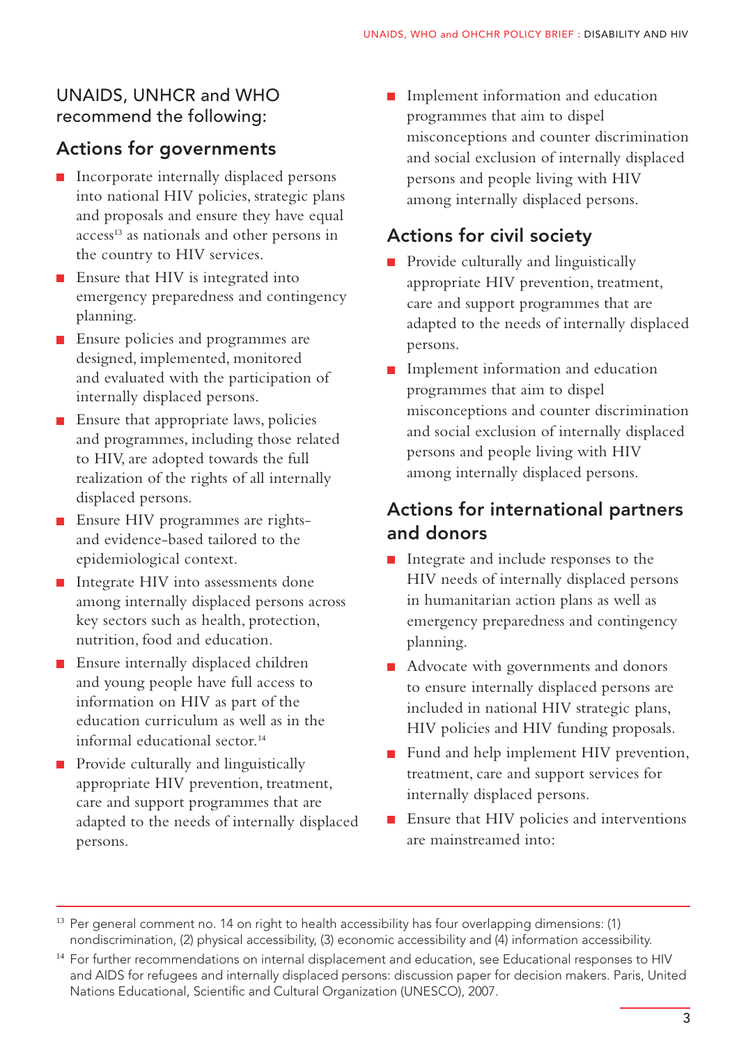## UNAIDS, UNHCR and WHO recommend the following:

### Actions for governments

- Incorporate internally displaced persons into national HIV policies, strategic plans and proposals and ensure they have equal access[13] as nationals and other persons in the country to HIV services.
- Ensure that HIV is integrated into emergency preparedness and contingency planning.
- Ensure policies and programmes are designed, implemented, monitored and evaluated with the participation of internally displaced persons.
- Ensure that appropriate laws, policies and programmes, including those related to HIV, are adopted towards the full realization of the rights of all internally displaced persons.
- Ensure HIV programmes are rights- and evidence-based tailored to the epidemiological context.
- Integrate HIV into assessments done among internally displaced persons across key sectors such as health, protection, nutrition, food and education.
- Ensure internally displaced children and young people have full access to information on HIV as part of the education curriculum as well as in the informal educational sector.[14]
- Provide culturally and linguistically appropriate HIV prevention, treatment, care and support programmes that are adapted to the needs of internally displaced persons.
- Implement information and education programmes that aim to dispel misconceptions and counter discrimination and social exclusion of internally displaced persons and people living with HIV among internally displaced persons.

### Actions for civil society

- Provide culturally and linguistically appropriate HIV prevention, treatment, care and support programmes that are adapted to the needs of internally displaced persons.
- Implement information and education programmes that aim to dispel misconceptions and counter discrimination and social exclusion of internally displaced persons and people living with HIV among internally displaced persons.

### Actions for international partners and donors

- Integrate and include responses to the HIV needs of internally displaced persons in humanitarian action plans as well as emergency preparedness and contingency planning.
- Advocate with governments and donors to ensure internally displaced persons are included in national HIV strategic plans, HIV policies and HIV funding proposals.
- Fund and help implement HIV prevention, treatment, care and support services for internally displaced persons.
- Ensure that HIV policies and interventions are mainstreamed into:

---

[13] Per general comment no. 14 on right to health accessibility has four overlapping dimensions: (1) nondiscrimination, (2) physical accessibility, (3) economic accessibility and (4) information accessibility.

[14] For further recommendations on internal displacement and education, see Educational responses to HIV and AIDS for refugees and internally displaced persons: discussion paper for decision makers. Paris, United Nations Educational, Scientific and Cultural Organization (UNESCO), 2007.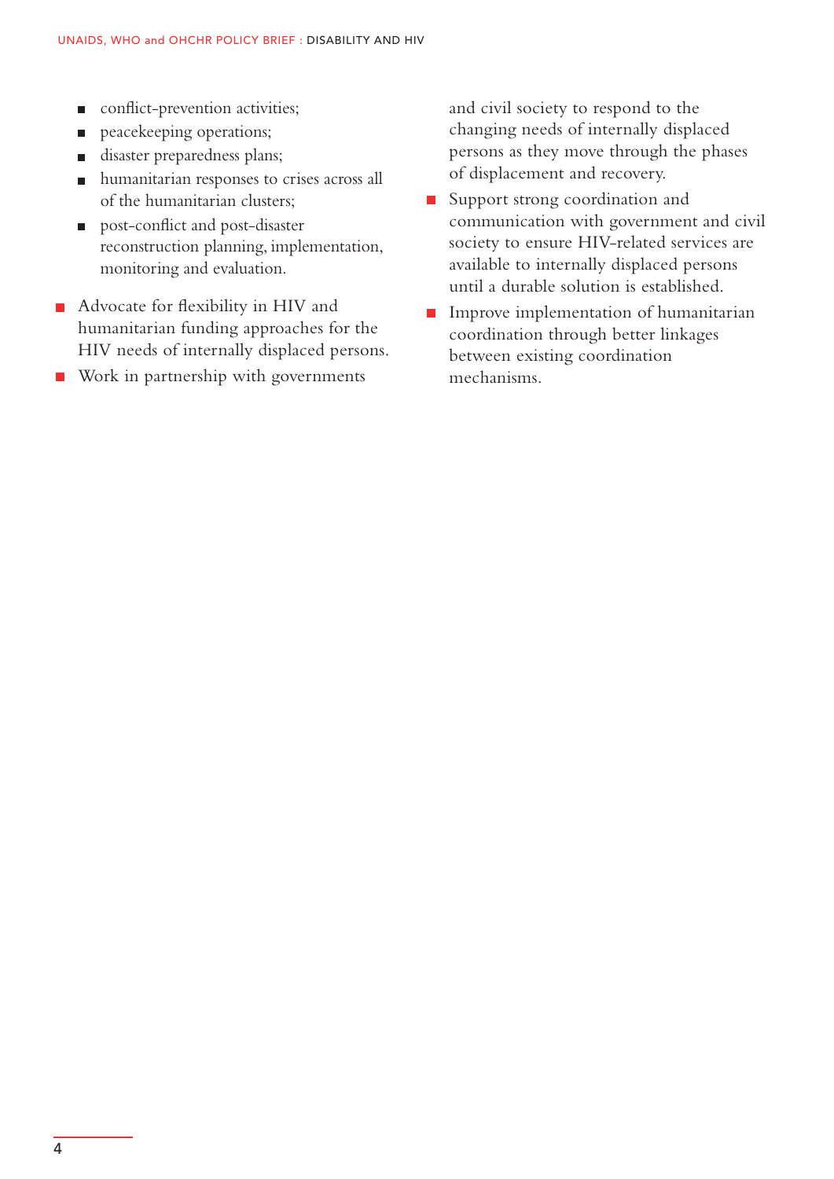- conflict-prevention activities;
- peacekeeping operations;
- disaster preparedness plans;
- humanitarian responses to crises across all of the humanitarian clusters;
- post-conflict and post-disaster reconstruction planning, implementation, monitoring and evaluation.

- Advocate for flexibility in HIV and humanitarian funding approaches for the HIV needs of internally displaced persons.
- Work in partnership with governments and civil society to respond to the changing needs of internally displaced persons as they move through the phases of displacement and recovery.
- Support strong coordination and communication with government and civil society to ensure HIV-related services are available to internally displaced persons until a durable solution is established.
- Improve implementation of humanitarian coordination through better linkages between existing coordination mechanisms.